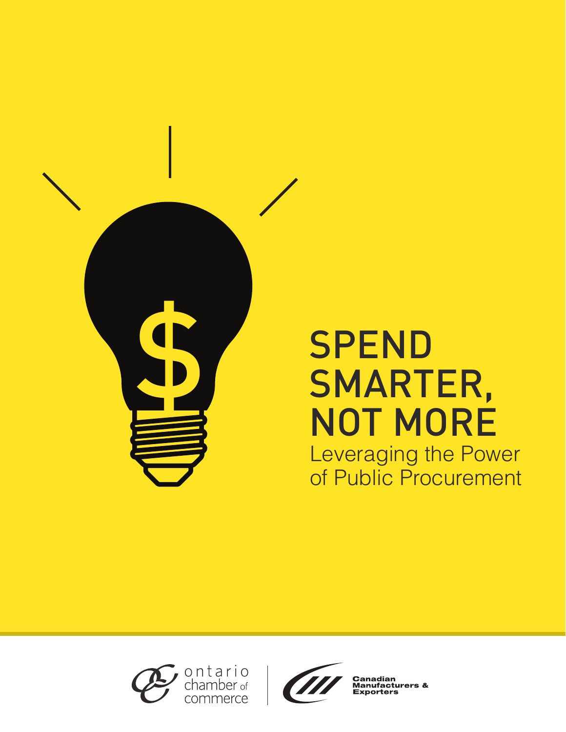# SPEND SMARTER, NOT MORE

## Leveraging the Power of Public Procurement

ontario chamber of commerce

Canadian Manufacturers & Exporters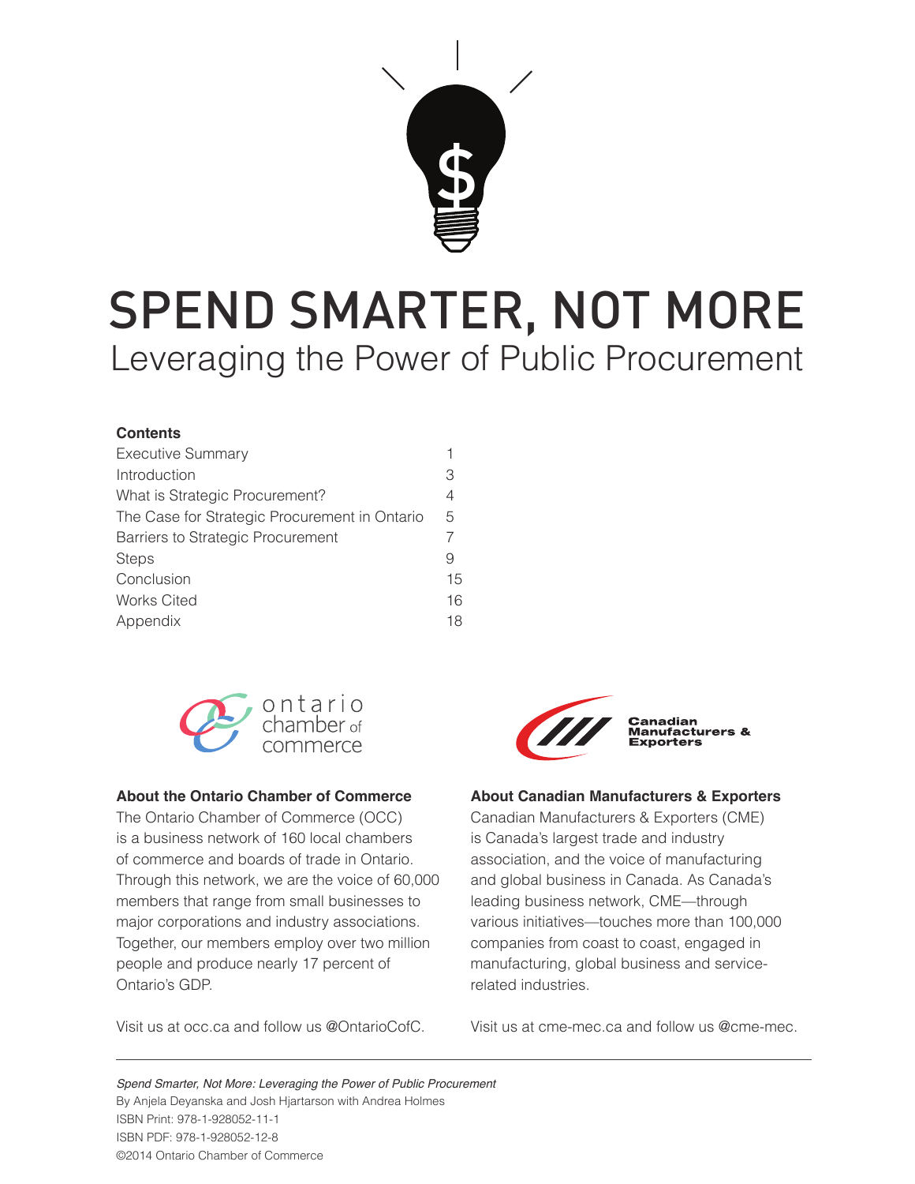# SPEND SMARTER, NOT MORE

## Leveraging the Power of Public Procurement

**Contents**

| | |
|---|---|
| Executive Summary | 1 |
| Introduction | 3 |
| What is Strategic Procurement? | 4 |
| The Case for Strategic Procurement in Ontario | 5 |
| Barriers to Strategic Procurement | 7 |
| Steps | 9 |
| Conclusion | 15 |
| Works Cited | 16 |
| Appendix | 18 |

**About the Ontario Chamber of Commerce**

The Ontario Chamber of Commerce (OCC) is a business network of 160 local chambers of commerce and boards of trade in Ontario. Through this network, we are the voice of 60,000 members that range from small businesses to major corporations and industry associations. Together, our members employ over two million people and produce nearly 17 percent of Ontario's GDP.

Visit us at occ.ca and follow us @OntarioCofC.

**About Canadian Manufacturers & Exporters**

Canadian Manufacturers & Exporters (CME) is Canada's largest trade and industry association, and the voice of manufacturing and global business in Canada. As Canada's leading business network, CME—through various initiatives—touches more than 100,000 companies from coast to coast, engaged in manufacturing, global business and service-related industries.

Visit us at cme-mec.ca and follow us @cme-mec.

---

*Spend Smarter, Not More: Leveraging the Power of Public Procurement*
By Anjela Deyanska and Josh Hjartarson with Andrea Holmes
ISBN Print: 978-1-928052-11-1
ISBN PDF: 978-1-928052-12-8
©2014 Ontario Chamber of Commerce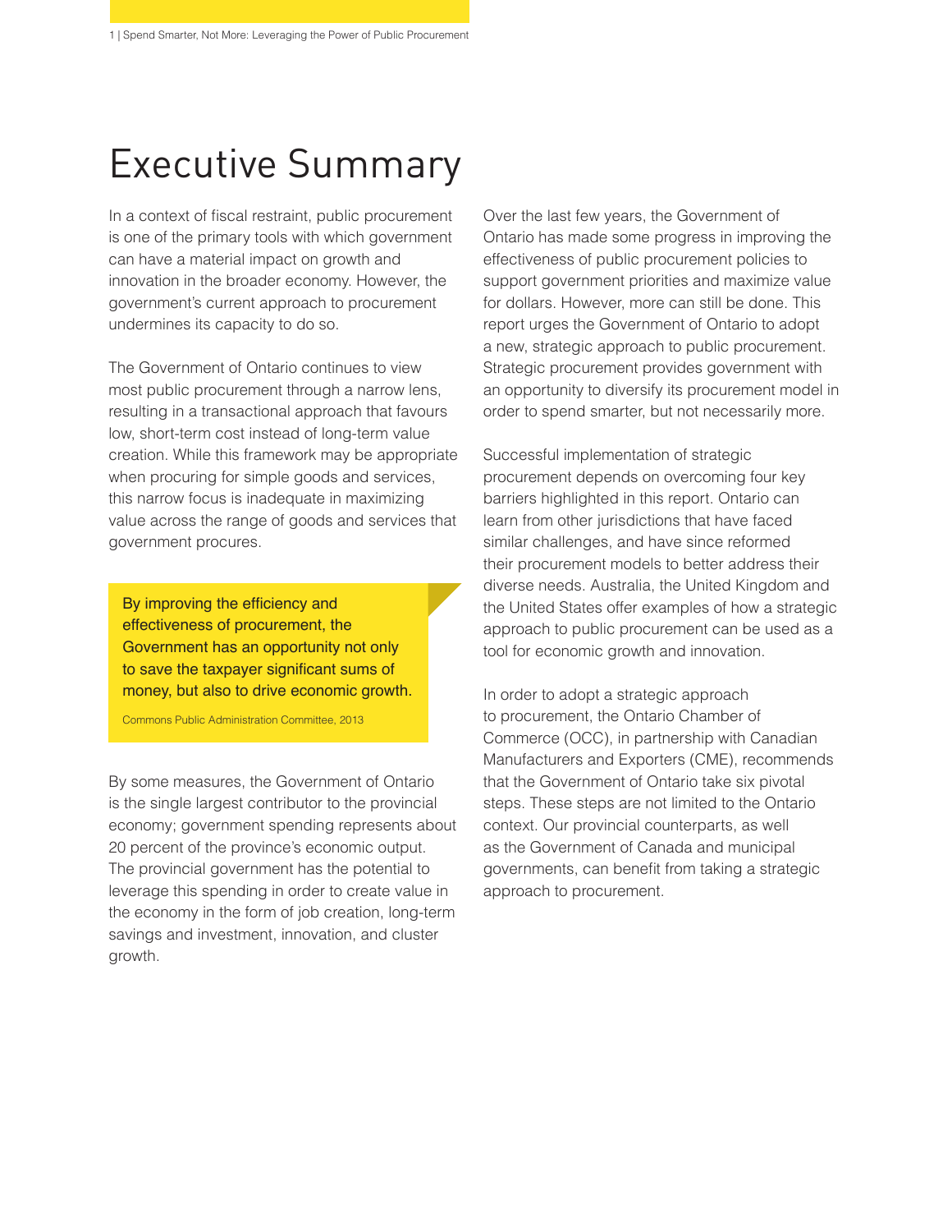# Executive Summary

In a context of fiscal restraint, public procurement is one of the primary tools with which government can have a material impact on growth and innovation in the broader economy. However, the government's current approach to procurement undermines its capacity to do so.

The Government of Ontario continues to view most public procurement through a narrow lens, resulting in a transactional approach that favours low, short-term cost instead of long-term value creation. While this framework may be appropriate when procuring for simple goods and services, this narrow focus is inadequate in maximizing value across the range of goods and services that government procures.

> By improving the efficiency and effectiveness of procurement, the Government has an opportunity not only to save the taxpayer significant sums of money, but also to drive economic growth.
>
> Commons Public Administration Committee, 2013

By some measures, the Government of Ontario is the single largest contributor to the provincial economy; government spending represents about 20 percent of the province's economic output. The provincial government has the potential to leverage this spending in order to create value in the economy in the form of job creation, long-term savings and investment, innovation, and cluster growth.

Over the last few years, the Government of Ontario has made some progress in improving the effectiveness of public procurement policies to support government priorities and maximize value for dollars. However, more can still be done. This report urges the Government of Ontario to adopt a new, strategic approach to public procurement. Strategic procurement provides government with an opportunity to diversify its procurement model in order to spend smarter, but not necessarily more.

Successful implementation of strategic procurement depends on overcoming four key barriers highlighted in this report. Ontario can learn from other jurisdictions that have faced similar challenges, and have since reformed their procurement models to better address their diverse needs. Australia, the United Kingdom and the United States offer examples of how a strategic approach to public procurement can be used as a tool for economic growth and innovation.

In order to adopt a strategic approach to procurement, the Ontario Chamber of Commerce (OCC), in partnership with Canadian Manufacturers and Exporters (CME), recommends that the Government of Ontario take six pivotal steps. These steps are not limited to the Ontario context. Our provincial counterparts, as well as the Government of Canada and municipal governments, can benefit from taking a strategic approach to procurement.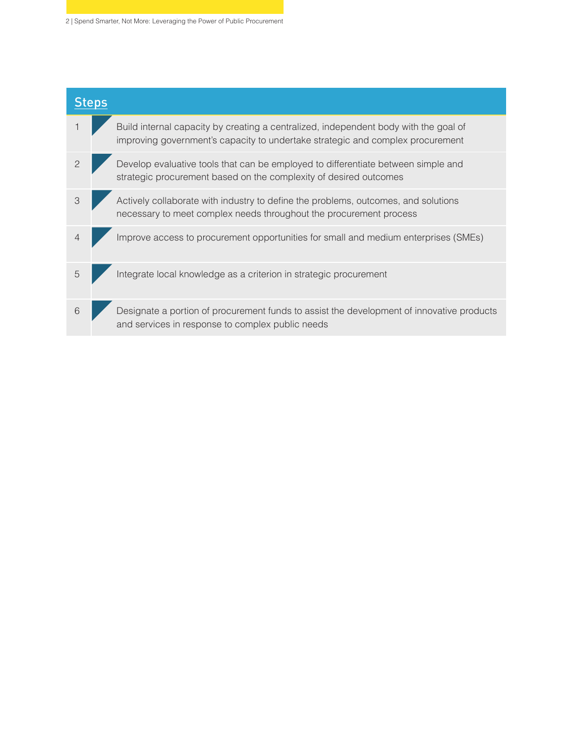## Steps

| | |
|---|---|
| 1 | Build internal capacity by creating a centralized, independent body with the goal of improving government's capacity to undertake strategic and complex procurement |
| 2 | Develop evaluative tools that can be employed to differentiate between simple and strategic procurement based on the complexity of desired outcomes |
| 3 | Actively collaborate with industry to define the problems, outcomes, and solutions necessary to meet complex needs throughout the procurement process |
| 4 | Improve access to procurement opportunities for small and medium enterprises (SMEs) |
| 5 | Integrate local knowledge as a criterion in strategic procurement |
| 6 | Designate a portion of procurement funds to assist the development of innovative products and services in response to complex public needs |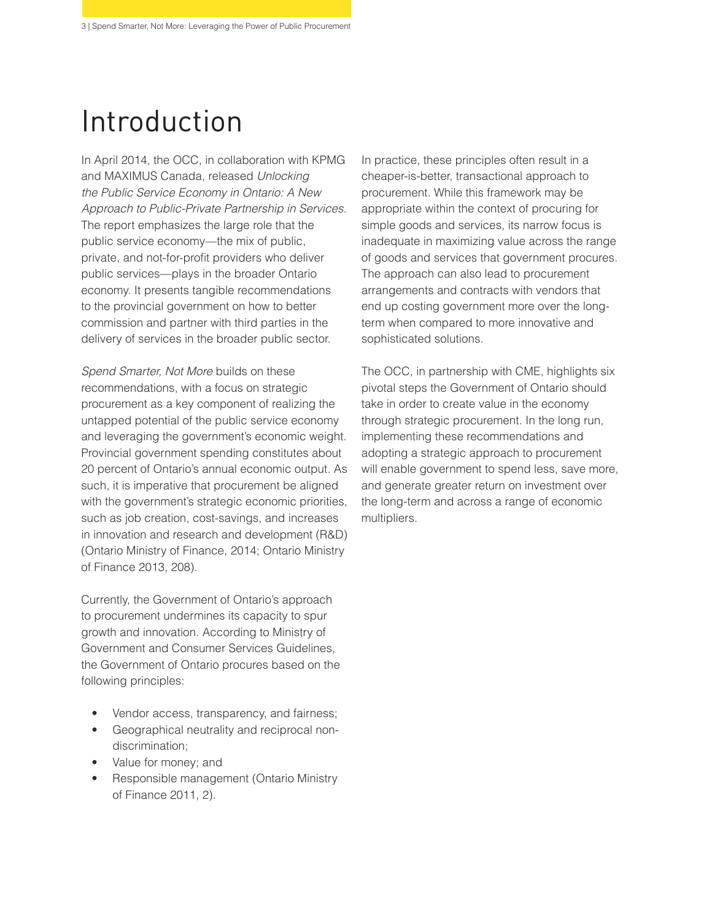# Introduction

In April 2014, the OCC, in collaboration with KPMG and MAXIMUS Canada, released *Unlocking the Public Service Economy in Ontario: A New Approach to Public-Private Partnership in Services*. The report emphasizes the large role that the public service economy—the mix of public, private, and not-for-profit providers who deliver public services—plays in the broader Ontario economy. It presents tangible recommendations to the provincial government on how to better commission and partner with third parties in the delivery of services in the broader public sector.

*Spend Smarter, Not More* builds on these recommendations, with a focus on strategic procurement as a key component of realizing the untapped potential of the public service economy and leveraging the government's economic weight. Provincial government spending constitutes about 20 percent of Ontario's annual economic output. As such, it is imperative that procurement be aligned with the government's strategic economic priorities, such as job creation, cost-savings, and increases in innovation and research and development (R&D) (Ontario Ministry of Finance, 2014; Ontario Ministry of Finance 2013, 208).

Currently, the Government of Ontario's approach to procurement undermines its capacity to spur growth and innovation. According to Ministry of Government and Consumer Services Guidelines, the Government of Ontario procures based on the following principles:

- Vendor access, transparency, and fairness;
- Geographical neutrality and reciprocal non-discrimination;
- Value for money; and
- Responsible management (Ontario Ministry of Finance 2011, 2).

In practice, these principles often result in a cheaper-is-better, transactional approach to procurement. While this framework may be appropriate within the context of procuring for simple goods and services, its narrow focus is inadequate in maximizing value across the range of goods and services that government procures. The approach can also lead to procurement arrangements and contracts with vendors that end up costing government more over the long-term when compared to more innovative and sophisticated solutions.

The OCC, in partnership with CME, highlights six pivotal steps the Government of Ontario should take in order to create value in the economy through strategic procurement. In the long run, implementing these recommendations and adopting a strategic approach to procurement will enable government to spend less, save more, and generate greater return on investment over the long-term and across a range of economic multipliers.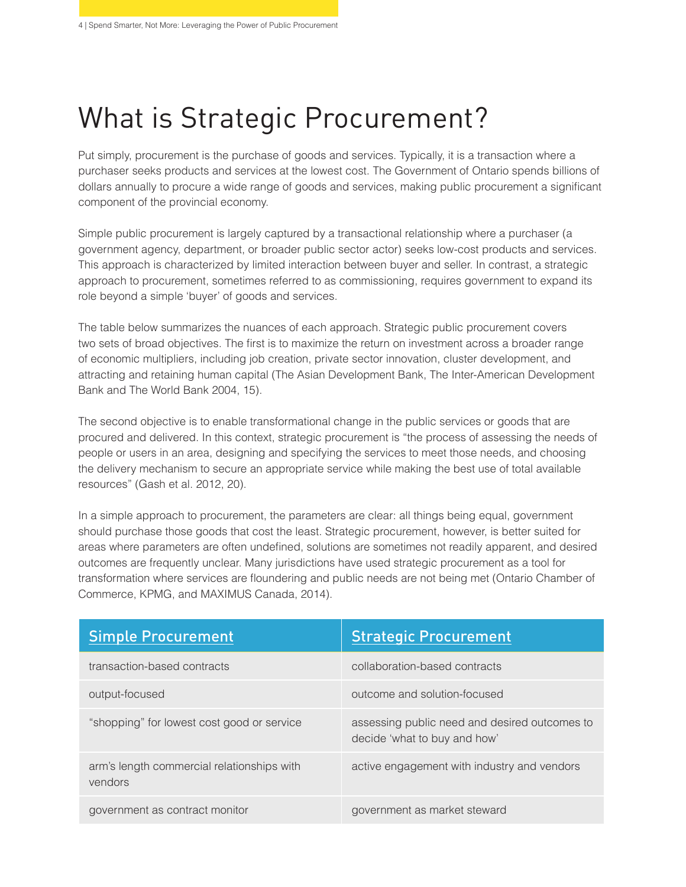# What is Strategic Procurement?

Put simply, procurement is the purchase of goods and services. Typically, it is a transaction where a purchaser seeks products and services at the lowest cost. The Government of Ontario spends billions of dollars annually to procure a wide range of goods and services, making public procurement a significant component of the provincial economy.

Simple public procurement is largely captured by a transactional relationship where a purchaser (a government agency, department, or broader public sector actor) seeks low-cost products and services. This approach is characterized by limited interaction between buyer and seller. In contrast, a strategic approach to procurement, sometimes referred to as commissioning, requires government to expand its role beyond a simple 'buyer' of goods and services.

The table below summarizes the nuances of each approach. Strategic public procurement covers two sets of broad objectives. The first is to maximize the return on investment across a broader range of economic multipliers, including job creation, private sector innovation, cluster development, and attracting and retaining human capital (The Asian Development Bank, The Inter-American Development Bank and The World Bank 2004, 15).

The second objective is to enable transformational change in the public services or goods that are procured and delivered. In this context, strategic procurement is "the process of assessing the needs of people or users in an area, designing and specifying the services to meet those needs, and choosing the delivery mechanism to secure an appropriate service while making the best use of total available resources" (Gash et al. 2012, 20).

In a simple approach to procurement, the parameters are clear: all things being equal, government should purchase those goods that cost the least. Strategic procurement, however, is better suited for areas where parameters are often undefined, solutions are sometimes not readily apparent, and desired outcomes are frequently unclear. Many jurisdictions have used strategic procurement as a tool for transformation where services are floundering and public needs are not being met (Ontario Chamber of Commerce, KPMG, and MAXIMUS Canada, 2014).

| Simple Procurement | Strategic Procurement |
|---|---|
| transaction-based contracts | collaboration-based contracts |
| output-focused | outcome and solution-focused |
| "shopping" for lowest cost good or service | assessing public need and desired outcomes to decide 'what to buy and how' |
| arm's length commercial relationships with vendors | active engagement with industry and vendors |
| government as contract monitor | government as market steward |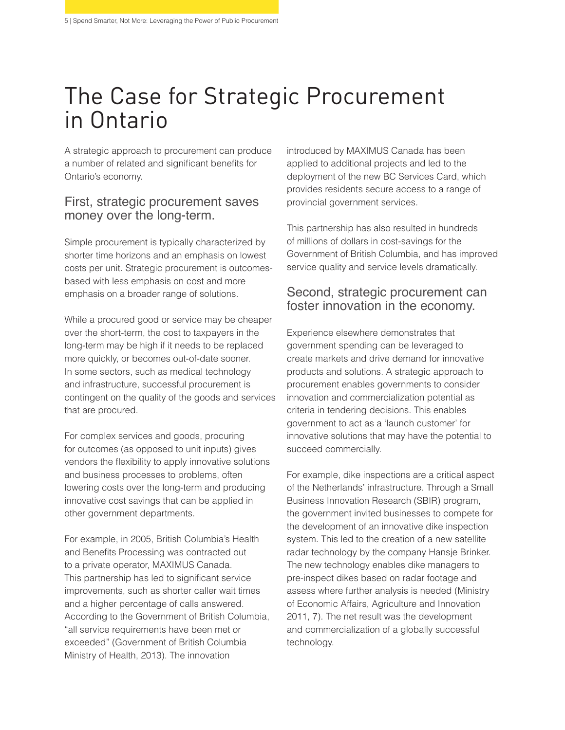# The Case for Strategic Procurement in Ontario

A strategic approach to procurement can produce a number of related and significant benefits for Ontario's economy.

## First, strategic procurement saves money over the long-term.

Simple procurement is typically characterized by shorter time horizons and an emphasis on lowest costs per unit. Strategic procurement is outcomes-based with less emphasis on cost and more emphasis on a broader range of solutions.

While a procured good or service may be cheaper over the short-term, the cost to taxpayers in the long-term may be high if it needs to be replaced more quickly, or becomes out-of-date sooner. In some sectors, such as medical technology and infrastructure, successful procurement is contingent on the quality of the goods and services that are procured.

For complex services and goods, procuring for outcomes (as opposed to unit inputs) gives vendors the flexibility to apply innovative solutions and business processes to problems, often lowering costs over the long-term and producing innovative cost savings that can be applied in other government departments.

For example, in 2005, British Columbia's Health and Benefits Processing was contracted out to a private operator, MAXIMUS Canada. This partnership has led to significant service improvements, such as shorter caller wait times and a higher percentage of calls answered. According to the Government of British Columbia, "all service requirements have been met or exceeded" (Government of British Columbia Ministry of Health, 2013). The innovation introduced by MAXIMUS Canada has been applied to additional projects and led to the deployment of the new BC Services Card, which provides residents secure access to a range of provincial government services.

This partnership has also resulted in hundreds of millions of dollars in cost-savings for the Government of British Columbia, and has improved service quality and service levels dramatically.

## Second, strategic procurement can foster innovation in the economy.

Experience elsewhere demonstrates that government spending can be leveraged to create markets and drive demand for innovative products and solutions. A strategic approach to procurement enables governments to consider innovation and commercialization potential as criteria in tendering decisions. This enables government to act as a 'launch customer' for innovative solutions that may have the potential to succeed commercially.

For example, dike inspections are a critical aspect of the Netherlands' infrastructure. Through a Small Business Innovation Research (SBIR) program, the government invited businesses to compete for the development of an innovative dike inspection system. This led to the creation of a new satellite radar technology by the company Hansje Brinker. The new technology enables dike managers to pre-inspect dikes based on radar footage and assess where further analysis is needed (Ministry of Economic Affairs, Agriculture and Innovation 2011, 7). The net result was the development and commercialization of a globally successful technology.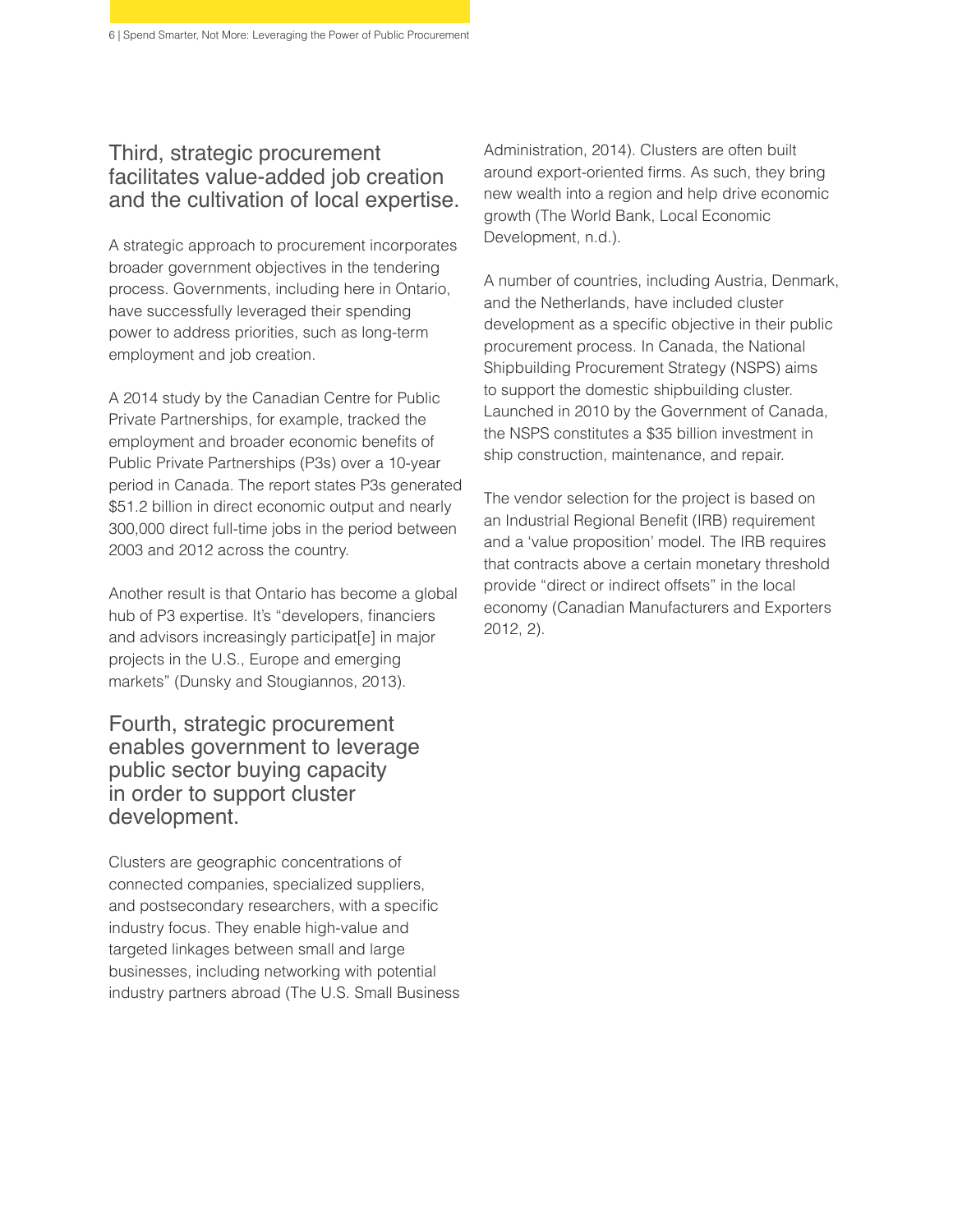## Third, strategic procurement facilitates value-added job creation and the cultivation of local expertise.

A strategic approach to procurement incorporates broader government objectives in the tendering process. Governments, including here in Ontario, have successfully leveraged their spending power to address priorities, such as long-term employment and job creation.

A 2014 study by the Canadian Centre for Public Private Partnerships, for example, tracked the employment and broader economic benefits of Public Private Partnerships (P3s) over a 10-year period in Canada. The report states P3s generated $51.2 billion in direct economic output and nearly 300,000 direct full-time jobs in the period between 2003 and 2012 across the country.

Another result is that Ontario has become a global hub of P3 expertise. It's "developers, financiers and advisors increasingly participat[e] in major projects in the U.S., Europe and emerging markets" (Dunsky and Stougiannos, 2013).

## Fourth, strategic procurement enables government to leverage public sector buying capacity in order to support cluster development.

Clusters are geographic concentrations of connected companies, specialized suppliers, and postsecondary researchers, with a specific industry focus. They enable high-value and targeted linkages between small and large businesses, including networking with potential industry partners abroad (The U.S. Small Business Administration, 2014). Clusters are often built around export-oriented firms. As such, they bring new wealth into a region and help drive economic growth (The World Bank, Local Economic Development, n.d.).

A number of countries, including Austria, Denmark, and the Netherlands, have included cluster development as a specific objective in their public procurement process. In Canada, the National Shipbuilding Procurement Strategy (NSPS) aims to support the domestic shipbuilding cluster. Launched in 2010 by the Government of Canada, the NSPS constitutes a $35 billion investment in ship construction, maintenance, and repair.

The vendor selection for the project is based on an Industrial Regional Benefit (IRB) requirement and a 'value proposition' model. The IRB requires that contracts above a certain monetary threshold provide "direct or indirect offsets" in the local economy (Canadian Manufacturers and Exporters 2012, 2).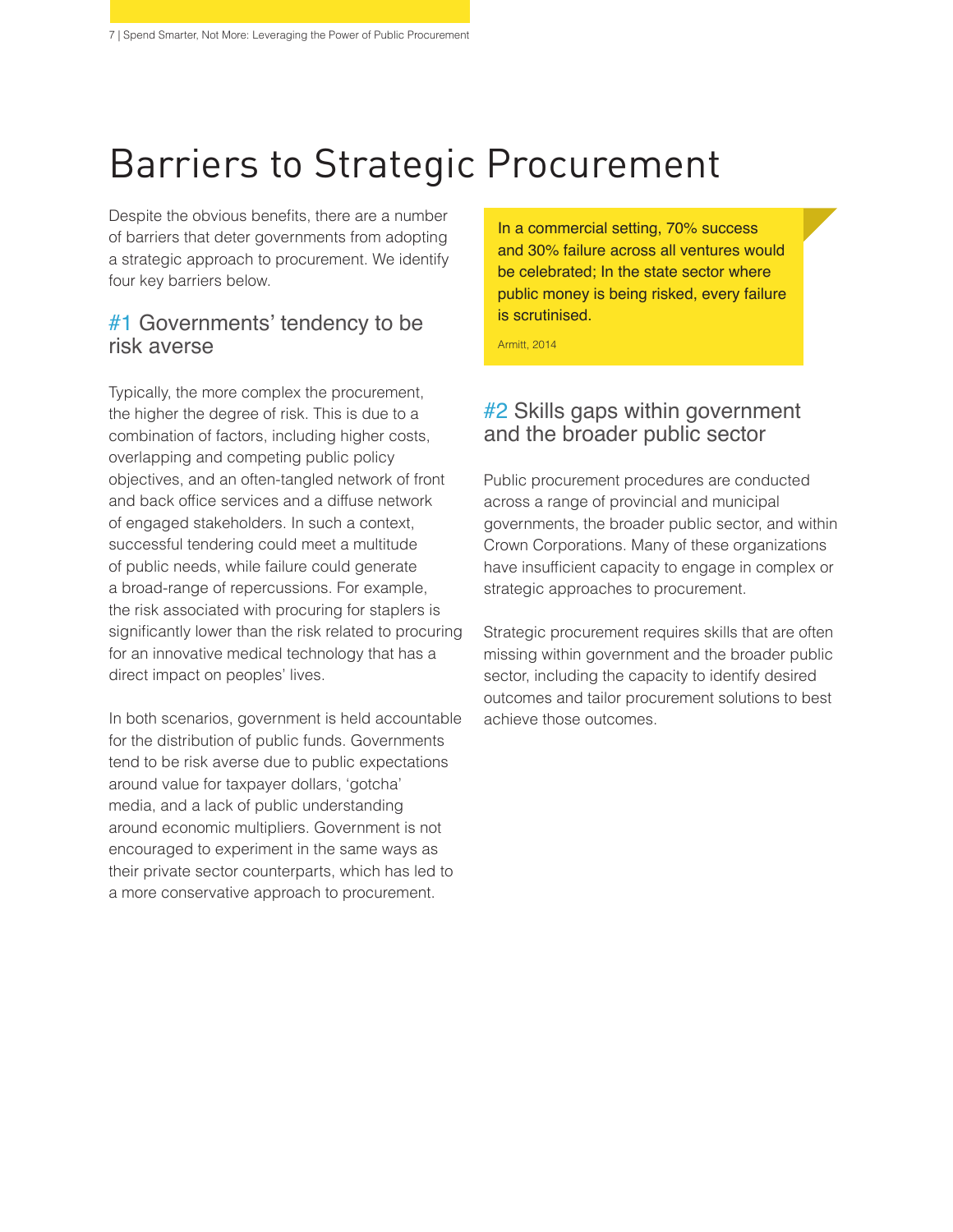# Barriers to Strategic Procurement

Despite the obvious benefits, there are a number of barriers that deter governments from adopting a strategic approach to procurement. We identify four key barriers below.

## #1 Governments' tendency to be risk averse

Typically, the more complex the procurement, the higher the degree of risk. This is due to a combination of factors, including higher costs, overlapping and competing public policy objectives, and an often-tangled network of front and back office services and a diffuse network of engaged stakeholders. In such a context, successful tendering could meet a multitude of public needs, while failure could generate a broad-range of repercussions. For example, the risk associated with procuring for staplers is significantly lower than the risk related to procuring for an innovative medical technology that has a direct impact on peoples' lives.

In both scenarios, government is held accountable for the distribution of public funds. Governments tend to be risk averse due to public expectations around value for taxpayer dollars, 'gotcha' media, and a lack of public understanding around economic multipliers. Government is not encouraged to experiment in the same ways as their private sector counterparts, which has led to a more conservative approach to procurement.

> In a commercial setting, 70% success and 30% failure across all ventures would be celebrated; In the state sector where public money is being risked, every failure is scrutinised.
>
> Armitt, 2014

## #2 Skills gaps within government and the broader public sector

Public procurement procedures are conducted across a range of provincial and municipal governments, the broader public sector, and within Crown Corporations. Many of these organizations have insufficient capacity to engage in complex or strategic approaches to procurement.

Strategic procurement requires skills that are often missing within government and the broader public sector, including the capacity to identify desired outcomes and tailor procurement solutions to best achieve those outcomes.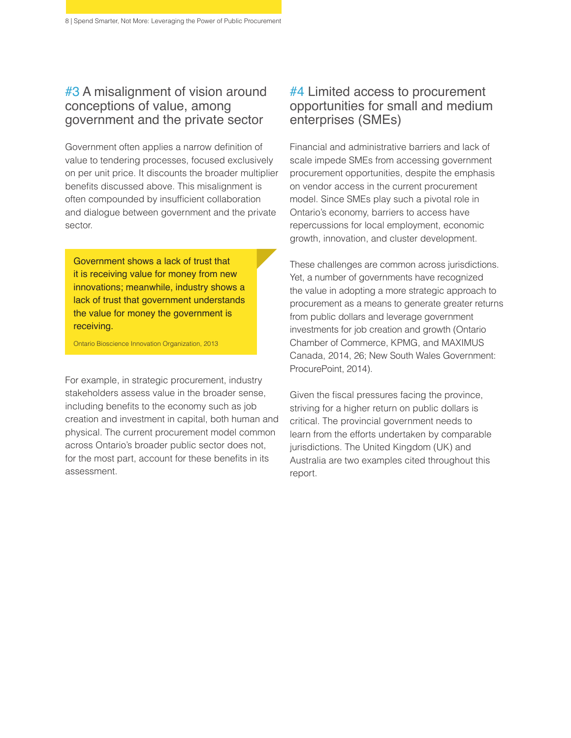## #3 A misalignment of vision around conceptions of value, among government and the private sector

Government often applies a narrow definition of value to tendering processes, focused exclusively on per unit price. It discounts the broader multiplier benefits discussed above. This misalignment is often compounded by insufficient collaboration and dialogue between government and the private sector.

> Government shows a lack of trust that it is receiving value for money from new innovations; meanwhile, industry shows a lack of trust that government understands the value for money the government is receiving.
>
> Ontario Bioscience Innovation Organization, 2013

For example, in strategic procurement, industry stakeholders assess value in the broader sense, including benefits to the economy such as job creation and investment in capital, both human and physical. The current procurement model common across Ontario's broader public sector does not, for the most part, account for these benefits in its assessment.

## #4 Limited access to procurement opportunities for small and medium enterprises (SMEs)

Financial and administrative barriers and lack of scale impede SMEs from accessing government procurement opportunities, despite the emphasis on vendor access in the current procurement model. Since SMEs play such a pivotal role in Ontario's economy, barriers to access have repercussions for local employment, economic growth, innovation, and cluster development.

These challenges are common across jurisdictions. Yet, a number of governments have recognized the value in adopting a more strategic approach to procurement as a means to generate greater returns from public dollars and leverage government investments for job creation and growth (Ontario Chamber of Commerce, KPMG, and MAXIMUS Canada, 2014, 26; New South Wales Government: ProcurePoint, 2014).

Given the fiscal pressures facing the province, striving for a higher return on public dollars is critical. The provincial government needs to learn from the efforts undertaken by comparable jurisdictions. The United Kingdom (UK) and Australia are two examples cited throughout this report.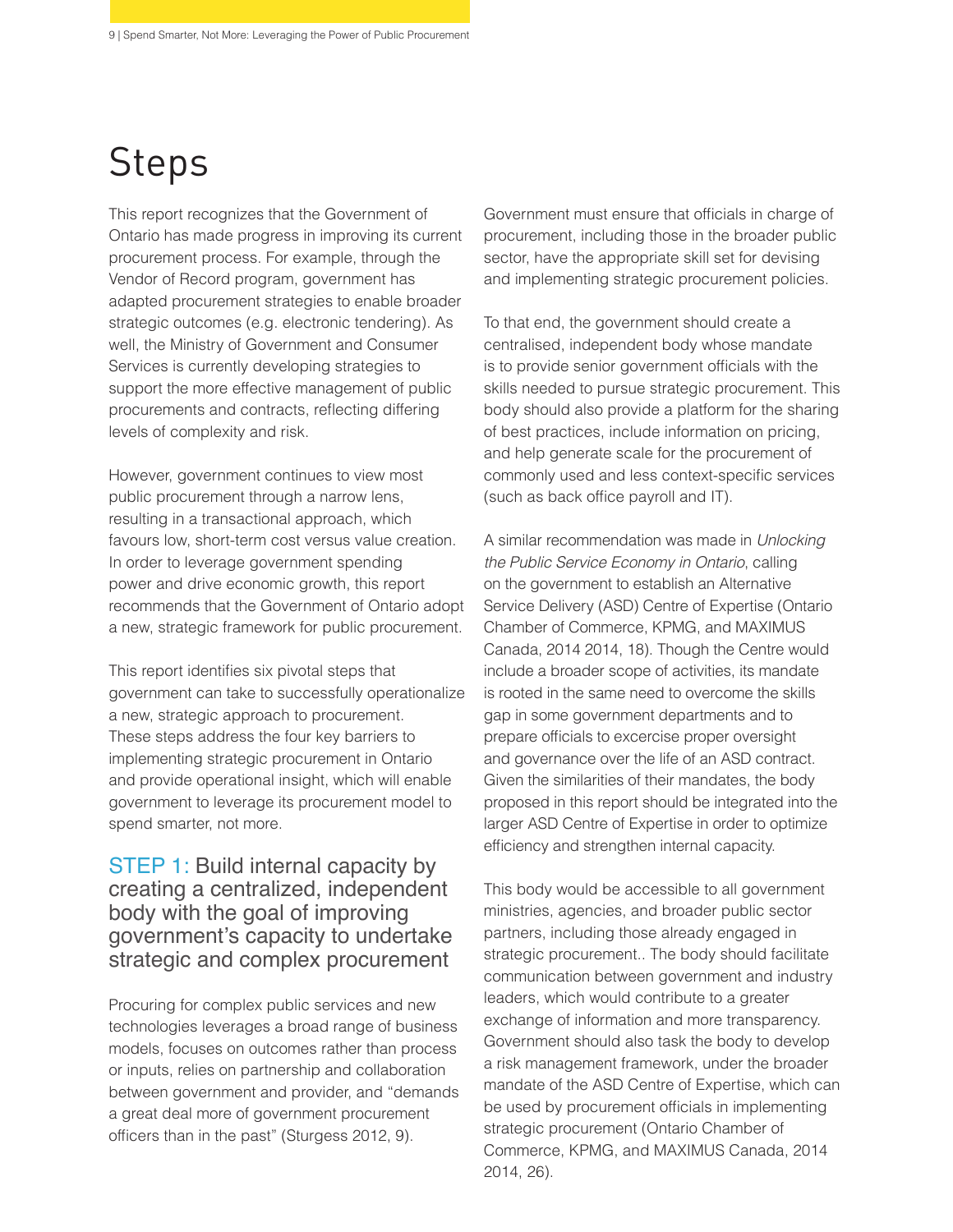# Steps

This report recognizes that the Government of Ontario has made progress in improving its current procurement process. For example, through the Vendor of Record program, government has adapted procurement strategies to enable broader strategic outcomes (e.g. electronic tendering). As well, the Ministry of Government and Consumer Services is currently developing strategies to support the more effective management of public procurements and contracts, reflecting differing levels of complexity and risk.

However, government continues to view most public procurement through a narrow lens, resulting in a transactional approach, which favours low, short-term cost versus value creation. In order to leverage government spending power and drive economic growth, this report recommends that the Government of Ontario adopt a new, strategic framework for public procurement.

This report identifies six pivotal steps that government can take to successfully operationalize a new, strategic approach to procurement. These steps address the four key barriers to implementing strategic procurement in Ontario and provide operational insight, which will enable government to leverage its procurement model to spend smarter, not more.

## STEP 1: Build internal capacity by creating a centralized, independent body with the goal of improving government's capacity to undertake strategic and complex procurement

Procuring for complex public services and new technologies leverages a broad range of business models, focuses on outcomes rather than process or inputs, relies on partnership and collaboration between government and provider, and "demands a great deal more of government procurement officers than in the past" (Sturgess 2012, 9).

Government must ensure that officials in charge of procurement, including those in the broader public sector, have the appropriate skill set for devising and implementing strategic procurement policies.

To that end, the government should create a centralised, independent body whose mandate is to provide senior government officials with the skills needed to pursue strategic procurement. This body should also provide a platform for the sharing of best practices, include information on pricing, and help generate scale for the procurement of commonly used and less context-specific services (such as back office payroll and IT).

A similar recommendation was made in *Unlocking the Public Service Economy in Ontario*, calling on the government to establish an Alternative Service Delivery (ASD) Centre of Expertise (Ontario Chamber of Commerce, KPMG, and MAXIMUS Canada, 2014 2014, 18). Though the Centre would include a broader scope of activities, its mandate is rooted in the same need to overcome the skills gap in some government departments and to prepare officials to excercise proper oversight and governance over the life of an ASD contract. Given the similarities of their mandates, the body proposed in this report should be integrated into the larger ASD Centre of Expertise in order to optimize efficiency and strengthen internal capacity.

This body would be accessible to all government ministries, agencies, and broader public sector partners, including those already engaged in strategic procurement.. The body should facilitate communication between government and industry leaders, which would contribute to a greater exchange of information and more transparency. Government should also task the body to develop a risk management framework, under the broader mandate of the ASD Centre of Expertise, which can be used by procurement officials in implementing strategic procurement (Ontario Chamber of Commerce, KPMG, and MAXIMUS Canada, 2014 2014, 26).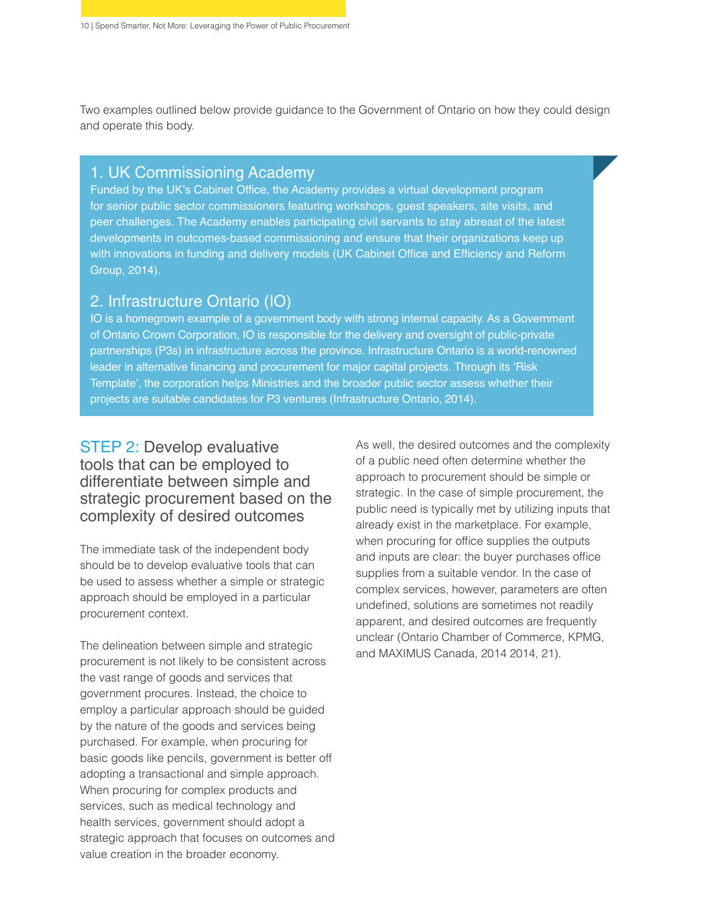Two examples outlined below provide guidance to the Government of Ontario on how they could design and operate this body.

### 1. UK Commissioning Academy

Funded by the UK's Cabinet Office, the Academy provides a virtual development program for senior public sector commissioners featuring workshops, guest speakers, site visits, and peer challenges. The Academy enables participating civil servants to stay abreast of the latest developments in outcomes-based commissioning and ensure that their organizations keep up with innovations in funding and delivery models (UK Cabinet Office and Efficiency and Reform Group, 2014).

### 2. Infrastructure Ontario (IO)

IO is a homegrown example of a government body with strong internal capacity. As a Government of Ontario Crown Corporation, IO is responsible for the delivery and oversight of public-private partnerships (P3s) in infrastructure across the province. Infrastructure Ontario is a world-renowned leader in alternative financing and procurement for major capital projects. Through its 'Risk Template', the corporation helps Ministries and the broader public sector assess whether their projects are suitable candidates for P3 ventures (Infrastructure Ontario, 2014).

## STEP 2: Develop evaluative tools that can be employed to differentiate between simple and strategic procurement based on the complexity of desired outcomes

The immediate task of the independent body should be to develop evaluative tools that can be used to assess whether a simple or strategic approach should be employed in a particular procurement context.

The delineation between simple and strategic procurement is not likely to be consistent across the vast range of goods and services that government procures. Instead, the choice to employ a particular approach should be guided by the nature of the goods and services being purchased. For example, when procuring for basic goods like pencils, government is better off adopting a transactional and simple approach. When procuring for complex products and services, such as medical technology and health services, government should adopt a strategic approach that focuses on outcomes and value creation in the broader economy.

As well, the desired outcomes and the complexity of a public need often determine whether the approach to procurement should be simple or strategic. In the case of simple procurement, the public need is typically met by utilizing inputs that already exist in the marketplace. For example, when procuring for office supplies the outputs and inputs are clear: the buyer purchases office supplies from a suitable vendor. In the case of complex services, however, parameters are often undefined, solutions are sometimes not readily apparent, and desired outcomes are frequently unclear (Ontario Chamber of Commerce, KPMG, and MAXIMUS Canada, 2014 2014, 21).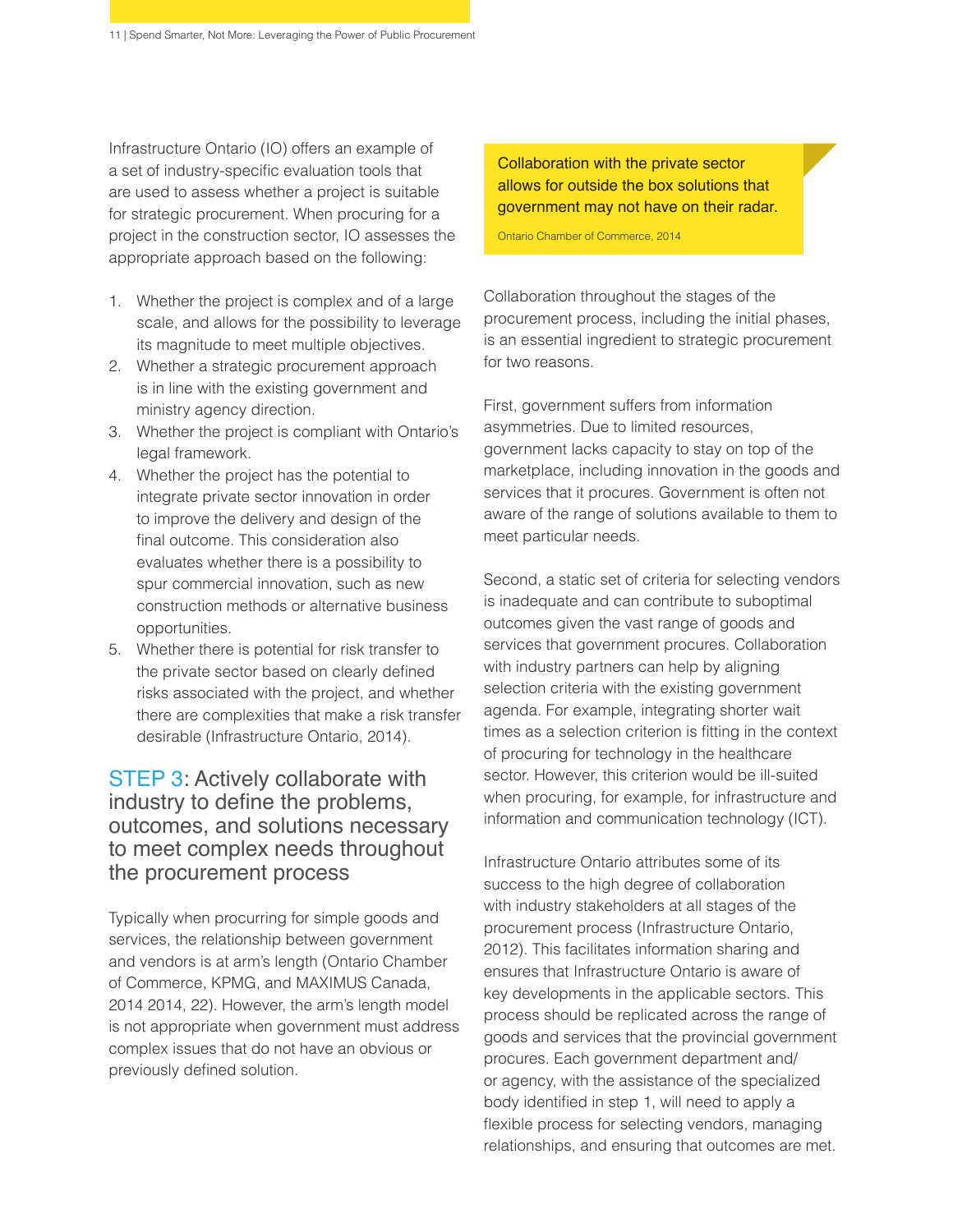Infrastructure Ontario (IO) offers an example of a set of industry-specific evaluation tools that are used to assess whether a project is suitable for strategic procurement. When procuring for a project in the construction sector, IO assesses the appropriate approach based on the following:

1. Whether the project is complex and of a large scale, and allows for the possibility to leverage its magnitude to meet multiple objectives.
2. Whether a strategic procurement approach is in line with the existing government and ministry agency direction.
3. Whether the project is compliant with Ontario's legal framework.
4. Whether the project has the potential to integrate private sector innovation in order to improve the delivery and design of the final outcome. This consideration also evaluates whether there is a possibility to spur commercial innovation, such as new construction methods or alternative business opportunities.
5. Whether there is potential for risk transfer to the private sector based on clearly defined risks associated with the project, and whether there are complexities that make a risk transfer desirable (Infrastructure Ontario, 2014).

## STEP 3: Actively collaborate with industry to define the problems, outcomes, and solutions necessary to meet complex needs throughout the procurement process

Typically when procurring for simple goods and services, the relationship between government and vendors is at arm's length (Ontario Chamber of Commerce, KPMG, and MAXIMUS Canada, 2014 2014, 22). However, the arm's length model is not appropriate when government must address complex issues that do not have an obvious or previously defined solution.

> Collaboration with the private sector allows for outside the box solutions that government may not have on their radar.
>
> Ontario Chamber of Commerce, 2014

Collaboration throughout the stages of the procurement process, including the initial phases, is an essential ingredient to strategic procurement for two reasons.

First, government suffers from information asymmetries. Due to limited resources, government lacks capacity to stay on top of the marketplace, including innovation in the goods and services that it procures. Government is often not aware of the range of solutions available to them to meet particular needs.

Second, a static set of criteria for selecting vendors is inadequate and can contribute to suboptimal outcomes given the vast range of goods and services that government procures. Collaboration with industry partners can help by aligning selection criteria with the existing government agenda. For example, integrating shorter wait times as a selection criterion is fitting in the context of procuring for technology in the healthcare sector. However, this criterion would be ill-suited when procuring, for example, for infrastructure and information and communication technology (ICT).

Infrastructure Ontario attributes some of its success to the high degree of collaboration with industry stakeholders at all stages of the procurement process (Infrastructure Ontario, 2012). This facilitates information sharing and ensures that Infrastructure Ontario is aware of key developments in the applicable sectors. This process should be replicated across the range of goods and services that the provincial government procures. Each government department and/or agency, with the assistance of the specialized body identified in step 1, will need to apply a flexible process for selecting vendors, managing relationships, and ensuring that outcomes are met.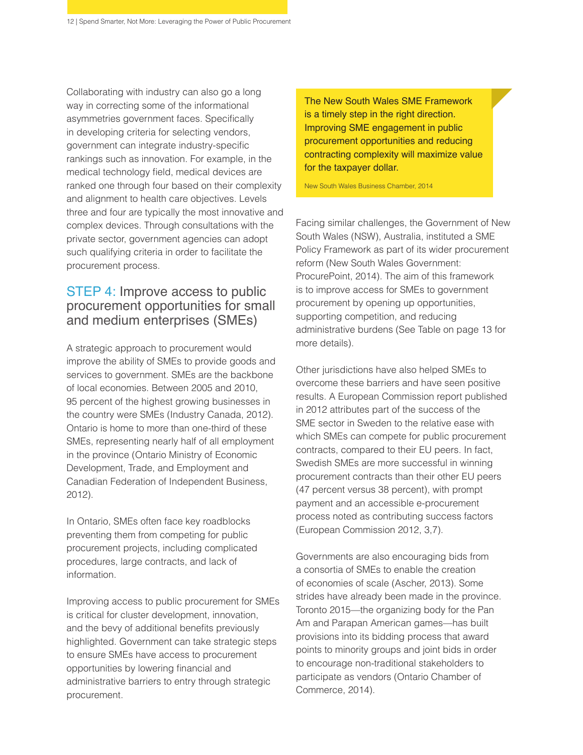Collaborating with industry can also go a long way in correcting some of the informational asymmetries government faces. Specifically in developing criteria for selecting vendors, government can integrate industry-specific rankings such as innovation. For example, in the medical technology field, medical devices are ranked one through four based on their complexity and alignment to health care objectives. Levels three and four are typically the most innovative and complex devices. Through consultations with the private sector, government agencies can adopt such qualifying criteria in order to facilitate the procurement process.

## STEP 4: Improve access to public procurement opportunities for small and medium enterprises (SMEs)

A strategic approach to procurement would improve the ability of SMEs to provide goods and services to government. SMEs are the backbone of local economies. Between 2005 and 2010, 95 percent of the highest growing businesses in the country were SMEs (Industry Canada, 2012). Ontario is home to more than one-third of these SMEs, representing nearly half of all employment in the province (Ontario Ministry of Economic Development, Trade, and Employment and Canadian Federation of Independent Business, 2012).

In Ontario, SMEs often face key roadblocks preventing them from competing for public procurement projects, including complicated procedures, large contracts, and lack of information.

Improving access to public procurement for SMEs is critical for cluster development, innovation, and the bevy of additional benefits previously highlighted. Government can take strategic steps to ensure SMEs have access to procurement opportunities by lowering financial and administrative barriers to entry through strategic procurement.

> The New South Wales SME Framework is a timely step in the right direction. Improving SME engagement in public procurement opportunities and reducing contracting complexity will maximize value for the taxpayer dollar.
>
> New South Wales Business Chamber, 2014

Facing similar challenges, the Government of New South Wales (NSW), Australia, instituted a SME Policy Framework as part of its wider procurement reform (New South Wales Government: ProcurePoint, 2014). The aim of this framework is to improve access for SMEs to government procurement by opening up opportunities, supporting competition, and reducing administrative burdens (See Table on page 13 for more details).

Other jurisdictions have also helped SMEs to overcome these barriers and have seen positive results. A European Commission report published in 2012 attributes part of the success of the SME sector in Sweden to the relative ease with which SMEs can compete for public procurement contracts, compared to their EU peers. In fact, Swedish SMEs are more successful in winning procurement contracts than their other EU peers (47 percent versus 38 percent), with prompt payment and an accessible e-procurement process noted as contributing success factors (European Commission 2012, 3,7).

Governments are also encouraging bids from a consortia of SMEs to enable the creation of economies of scale (Ascher, 2013). Some strides have already been made in the province. Toronto 2015—the organizing body for the Pan Am and Parapan American games—has built provisions into its bidding process that award points to minority groups and joint bids in order to encourage non-traditional stakeholders to participate as vendors (Ontario Chamber of Commerce, 2014).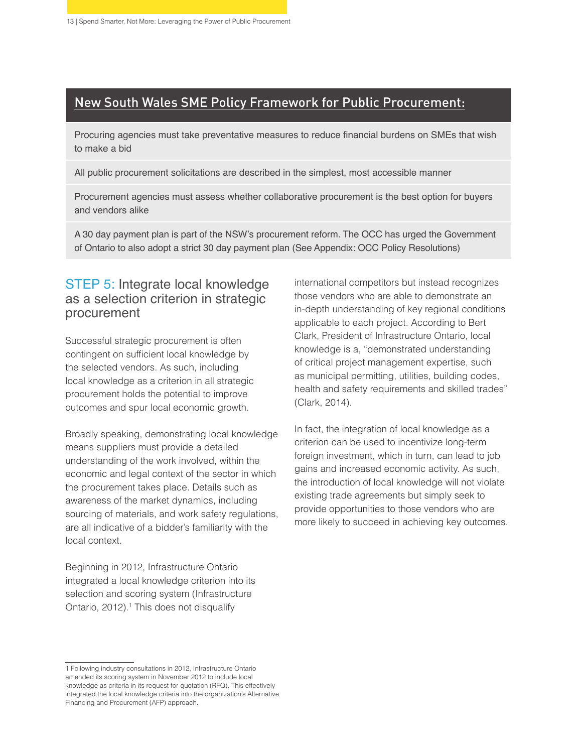## New South Wales SME Policy Framework for Public Procurement:

- Procuring agencies must take preventative measures to reduce financial burdens on SMEs that wish to make a bid
- All public procurement solicitations are described in the simplest, most accessible manner
- Procurement agencies must assess whether collaborative procurement is the best option for buyers and vendors alike
- A 30 day payment plan is part of the NSW's procurement reform. The OCC has urged the Government of Ontario to also adopt a strict 30 day payment plan (See Appendix: OCC Policy Resolutions)

## STEP 5: Integrate local knowledge as a selection criterion in strategic procurement

Successful strategic procurement is often contingent on sufficient local knowledge by the selected vendors. As such, including local knowledge as a criterion in all strategic procurement holds the potential to improve outcomes and spur local economic growth.

Broadly speaking, demonstrating local knowledge means suppliers must provide a detailed understanding of the work involved, within the economic and legal context of the sector in which the procurement takes place. Details such as awareness of the market dynamics, including sourcing of materials, and work safety regulations, are all indicative of a bidder's familiarity with the local context.

Beginning in 2012, Infrastructure Ontario integrated a local knowledge criterion into its selection and scoring system (Infrastructure Ontario, 2012).[1] This does not disqualify international competitors but instead recognizes those vendors who are able to demonstrate an in-depth understanding of key regional conditions applicable to each project. According to Bert Clark, President of Infrastructure Ontario, local knowledge is a, "demonstrated understanding of critical project management expertise, such as municipal permitting, utilities, building codes, health and safety requirements and skilled trades" (Clark, 2014).

In fact, the integration of local knowledge as a criterion can be used to incentivize long-term foreign investment, which in turn, can lead to job gains and increased economic activity. As such, the introduction of local knowledge will not violate existing trade agreements but simply seek to provide opportunities to those vendors who are more likely to succeed in achieving key outcomes.

---

1 Following industry consultations in 2012, Infrastructure Ontario amended its scoring system in November 2012 to include local knowledge as criteria in its request for quotation (RFQ). This effectively integrated the local knowledge criteria into the organization's Alternative Financing and Procurement (AFP) approach.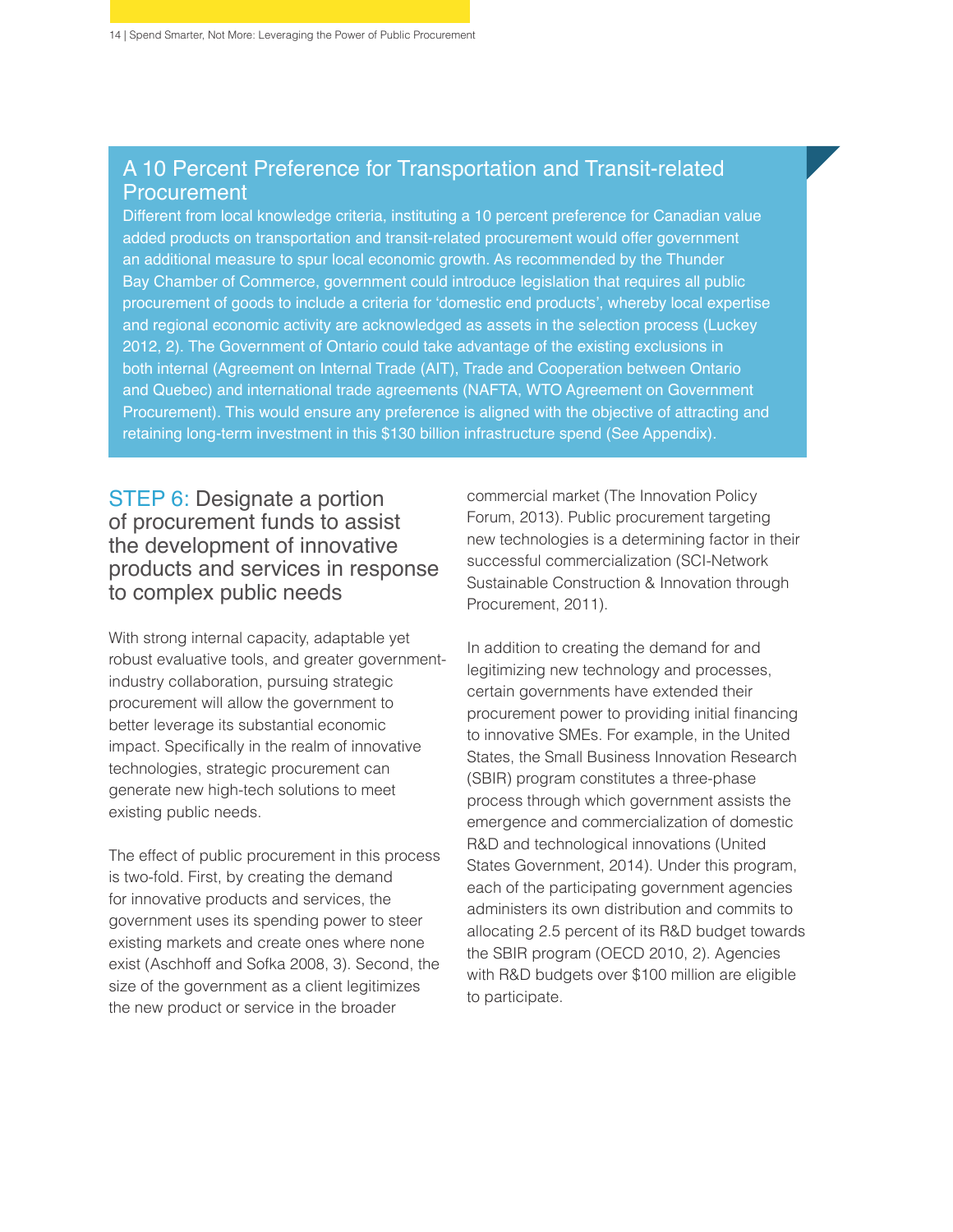## A 10 Percent Preference for Transportation and Transit-related Procurement

Different from local knowledge criteria, instituting a 10 percent preference for Canadian value added products on transportation and transit-related procurement would offer government an additional measure to spur local economic growth. As recommended by the Thunder Bay Chamber of Commerce, government could introduce legislation that requires all public procurement of goods to include a criteria for 'domestic end products', whereby local expertise and regional economic activity are acknowledged as assets in the selection process (Luckey 2012, 2). The Government of Ontario could take advantage of the existing exclusions in both internal (Agreement on Internal Trade (AIT), Trade and Cooperation between Ontario and Quebec) and international trade agreements (NAFTA, WTO Agreement on Government Procurement). This would ensure any preference is aligned with the objective of attracting and retaining long-term investment in this $130 billion infrastructure spend (See Appendix).

## STEP 6: Designate a portion of procurement funds to assist the development of innovative products and services in response to complex public needs

With strong internal capacity, adaptable yet robust evaluative tools, and greater government-industry collaboration, pursuing strategic procurement will allow the government to better leverage its substantial economic impact. Specifically in the realm of innovative technologies, strategic procurement can generate new high-tech solutions to meet existing public needs.

The effect of public procurement in this process is two-fold. First, by creating the demand for innovative products and services, the government uses its spending power to steer existing markets and create ones where none exist (Aschhoff and Sofka 2008, 3). Second, the size of the government as a client legitimizes the new product or service in the broader commercial market (The Innovation Policy Forum, 2013). Public procurement targeting new technologies is a determining factor in their successful commercialization (SCI-Network Sustainable Construction & Innovation through Procurement, 2011).

In addition to creating the demand for and legitimizing new technology and processes, certain governments have extended their procurement power to providing initial financing to innovative SMEs. For example, in the United States, the Small Business Innovation Research (SBIR) program constitutes a three-phase process through which government assists the emergence and commercialization of domestic R&D and technological innovations (United States Government, 2014). Under this program, each of the participating government agencies administers its own distribution and commits to allocating 2.5 percent of its R&D budget towards the SBIR program (OECD 2010, 2). Agencies with R&D budgets over $100 million are eligible to participate.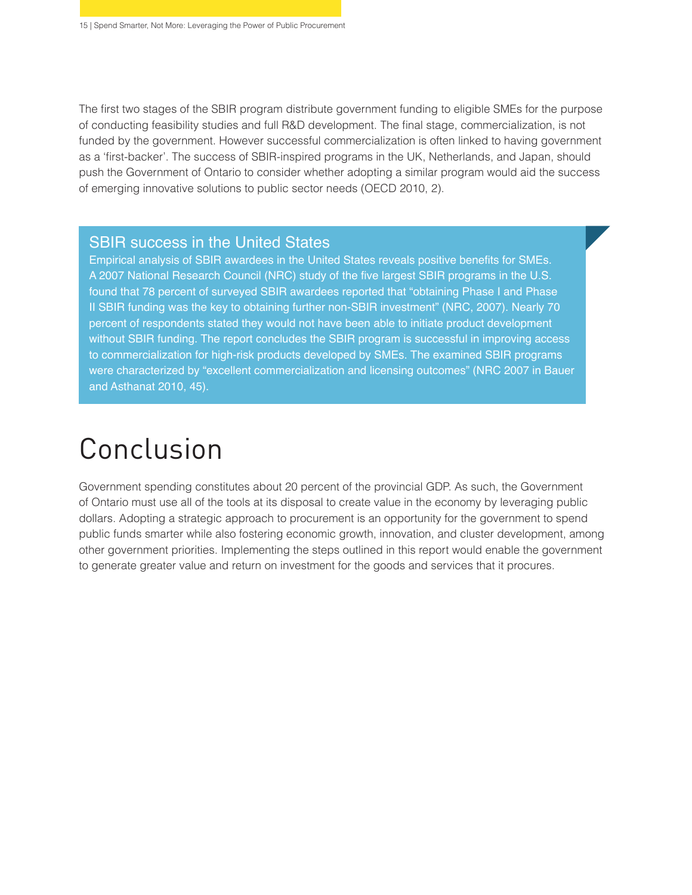The first two stages of the SBIR program distribute government funding to eligible SMEs for the purpose of conducting feasibility studies and full R&D development. The final stage, commercialization, is not funded by the government. However successful commercialization is often linked to having government as a 'first-backer'. The success of SBIR-inspired programs in the UK, Netherlands, and Japan, should push the Government of Ontario to consider whether adopting a similar program would aid the success of emerging innovative solutions to public sector needs (OECD 2010, 2).

### SBIR success in the United States

Empirical analysis of SBIR awardees in the United States reveals positive benefits for SMEs. A 2007 National Research Council (NRC) study of the five largest SBIR programs in the U.S. found that 78 percent of surveyed SBIR awardees reported that "obtaining Phase I and Phase II SBIR funding was the key to obtaining further non-SBIR investment" (NRC, 2007). Nearly 70 percent of respondents stated they would not have been able to initiate product development without SBIR funding. The report concludes the SBIR program is successful in improving access to commercialization for high-risk products developed by SMEs. The examined SBIR programs were characterized by "excellent commercialization and licensing outcomes" (NRC 2007 in Bauer and Asthanat 2010, 45).

# Conclusion

Government spending constitutes about 20 percent of the provincial GDP. As such, the Government of Ontario must use all of the tools at its disposal to create value in the economy by leveraging public dollars. Adopting a strategic approach to procurement is an opportunity for the government to spend public funds smarter while also fostering economic growth, innovation, and cluster development, among other government priorities. Implementing the steps outlined in this report would enable the government to generate greater value and return on investment for the goods and services that it procures.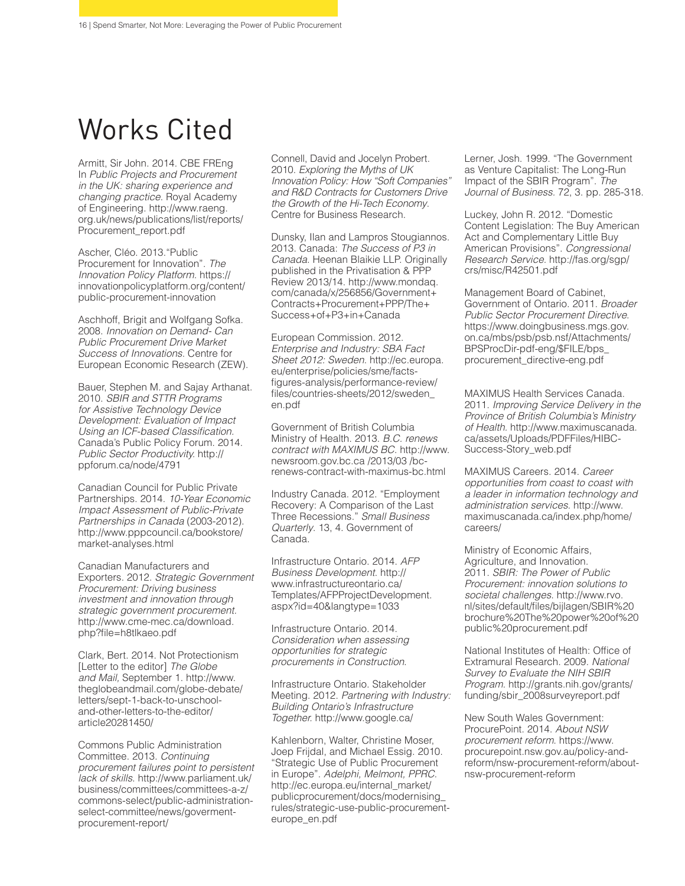# Works Cited

Armitt, Sir John. 2014. CBE FREng In *Public Projects and Procurement in the UK: sharing experience and changing practice*. Royal Academy of Engineering. http://www.raeng.org.uk/news/publications/list/reports/Procurement_report.pdf

Ascher, Cléo. 2013."Public Procurement for Innovation". *The Innovation Policy Platform*. https://innovationpolicyplatform.org/content/public-procurement-innovation

Aschhoff, Brigit and Wolfgang Sofka. 2008. *Innovation on Demand- Can Public Procurement Drive Market Success of Innovations*. Centre for European Economic Research (ZEW).

Bauer, Stephen M. and Sajay Arthanat. 2010. *SBIR and STTR Programs for Assistive Technology Device Development: Evaluation of Impact Using an ICF-based Classification.* Canada's Public Policy Forum. 2014. *Public Sector Productivity*. http://ppforum.ca/node/4791

Canadian Council for Public Private Partnerships. 2014. *10-Year Economic Impact Assessment of Public-Private Partnerships in Canada* (2003-2012). http://www.pppcouncil.ca/bookstore/market-analyses.html

Canadian Manufacturers and Exporters. 2012. *Strategic Government Procurement: Driving business investment and innovation through strategic government procurement.* http://www.cme-mec.ca/download.php?file=h8tlkaeo.pdf

Clark, Bert. 2014. Not Protectionism [Letter to the editor] *The Globe and Mail,* September 1. http://www.theglobeandmail.com/globe-debate/letters/sept-1-back-to-unschool-and-other-letters-to-the-editor/article20281450/

Commons Public Administration Committee. 2013. *Continuing procurement failures point to persistent lack of skills*. http://www.parliament.uk/business/committees/committees-a-z/commons-select/public-administration-select-committee/news/goverment-procurement-report/

Connell, David and Jocelyn Probert. 2010. *Exploring the Myths of UK Innovation Policy: How "Soft Companies" and R&D Contracts for Customers Drive the Growth of the Hi-Tech Economy.* Centre for Business Research.

Dunsky, Ilan and Lampros Stougiannos. 2013. Canada: *The Success of P3 in Canada*. Heenan Blaikie LLP. Originally published in the Privatisation & PPP Review 2013/14. http://www.mondaq.com/canada/x/256856/Government+Contracts+Procurement+PPP/The+Success+of+P3+in+Canada

European Commission. 2012. *Enterprise and Industry: SBA Fact Sheet 2012: Sweden*. http://ec.europa.eu/enterprise/policies/sme/facts-figures-analysis/performance-review/files/countries-sheets/2012/sweden_en.pdf

Government of British Columbia Ministry of Health. 2013. *B.C. renews contract with MAXIMUS BC*. http://www.newsroom.gov.bc.ca /2013/03 /bc-renews-contract-with-maximus-bc.html

Industry Canada. 2012. "Employment Recovery: A Comparison of the Last Three Recessions." *Small Business Quarterly*. 13, 4. Government of Canada.

Infrastructure Ontario. 2014. *AFP Business Development*. http://www.infrastructureontario.ca/Templates/AFPProjectDevelopment.aspx?id=40&langtype=1033

Infrastructure Ontario. 2014. *Consideration when assessing opportunities for strategic procurements in Construction*.

Infrastructure Ontario. Stakeholder Meeting. 2012. *Partnering with Industry: Building Ontario's Infrastructure Together.* http://www.google.ca/

Kahlenborn, Walter, Christine Moser, Joep Frijdal, and Michael Essig. 2010. "Strategic Use of Public Procurement in Europe". *Adelphi, Melmont, PPRC*. http://ec.europa.eu/internal_market/publicprocurement/docs/modernising_rules/strategic-use-public-procurement-europe_en.pdf

Lerner, Josh. 1999. "The Government as Venture Capitalist: The Long-Run Impact of the SBIR Program". *The Journal of Business*. 72, 3. pp. 285-318.

Luckey, John R. 2012. "Domestic Content Legislation: The Buy American Act and Complementary Little Buy American Provisions". *Congressional Research Service*. http://fas.org/sgp/crs/misc/R42501.pdf

Management Board of Cabinet, Government of Ontario. 2011. *Broader Public Sector Procurement Directive*. https://www.doingbusiness.mgs.gov.on.ca/mbs/psb/psb.nsf/Attachments/BPSProcDir-pdf-eng/$FILE/bps_procurement_directive-eng.pdf

MAXIMUS Health Services Canada. 2011. *Improving Service Delivery in the Province of British Columbia's Ministry of Health*. http://www.maximuscanada.ca/assets/Uploads/PDFFiles/HIBC-Success-Story_web.pdf

MAXIMUS Careers. 2014. *Career opportunities from coast to coast with a leader in information technology and administration services*. http://www.maximuscanada.ca/index.php/home/careers/

Ministry of Economic Affairs, Agriculture, and Innovation. 2011. *SBIR: The Power of Public Procurement: innovation solutions to societal challenges.* http://www.rvo.nl/sites/default/files/bijlagen/SBIR%20brochure%20The%20power%20of%20public%20procurement.pdf

National Institutes of Health: Office of Extramural Research. 2009. *National Survey to Evaluate the NIH SBIR Program*. http://grants.nih.gov/grants/funding/sbir_2008surveyreport.pdf

New South Wales Government: ProcurePoint. 2014. *About NSW procurement reform*. https://www.procurepoint.nsw.gov.au/policy-and-reform/nsw-procurement-reform/about-nsw-procurement-reform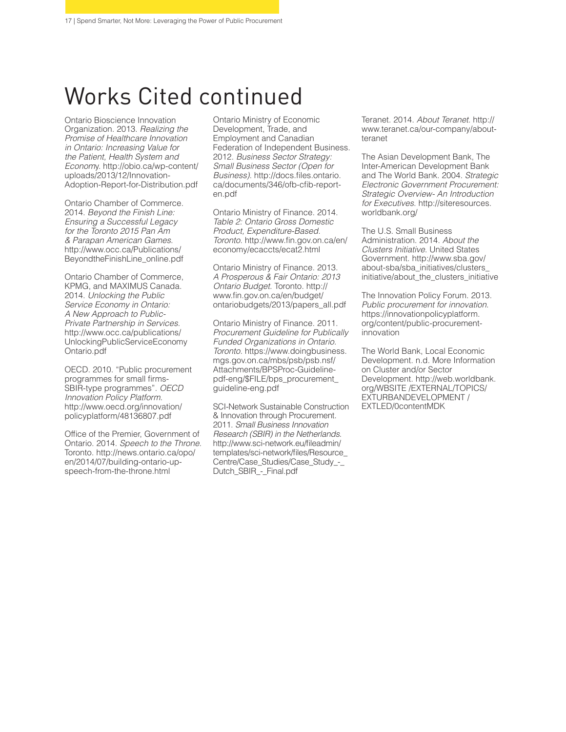# Works Cited continued

Ontario Bioscience Innovation Organization. 2013. *Realizing the Promise of Healthcare Innovation in Ontario: Increasing Value for the Patient, Health System and Economy*. http://obio.ca/wp-content/uploads/2013/12/Innovation-Adoption-Report-for-Distribution.pdf

Ontario Chamber of Commerce. 2014. *Beyond the Finish Line: Ensuring a Successful Legacy for the Toronto 2015 Pan Am & Parapan American Games*. http://www.occ.ca/Publications/BeyondtheFinishLine_online.pdf

Ontario Chamber of Commerce, KPMG, and MAXIMUS Canada. 2014. *Unlocking the Public Service Economy in Ontario: A New Approach to Public-Private Partnership in Services*. http://www.occ.ca/publications/UnlockingPublicServiceEconomyOntario.pdf

OECD. 2010. "Public procurement programmes for small firms-SBIR-type programmes". *OECD Innovation Policy Platform*. http://www.oecd.org/innovation/policyplatform/48136807.pdf

Office of the Premier, Government of Ontario. 2014. *Speech to the Throne*. Toronto. http://news.ontario.ca/opo/en/2014/07/building-ontario-up-speech-from-the-throne.html

Ontario Ministry of Economic Development, Trade, and Employment and Canadian Federation of Independent Business. 2012. *Business Sector Strategy: Small Business Sector (Open for Business)*. http://docs.files.ontario.ca/documents/346/ofb-cfib-report-en.pdf

Ontario Ministry of Finance. 2014. *Table 2: Ontario Gross Domestic Product, Expenditure-Based. Toronto*. http://www.fin.gov.on.ca/en/economy/ecaccts/ecat2.html

Ontario Ministry of Finance. 2013. *A Prosperous & Fair Ontario: 2013 Ontario Budget*. Toronto. http://www.fin.gov.on.ca/en/budget/ontariobudgets/2013/papers_all.pdf

Ontario Ministry of Finance. 2011. *Procurement Guideline for Publically Funded Organizations in Ontario. Toronto*. https://www.doingbusiness.mgs.gov.on.ca/mbs/psb/psb.nsf/Attachments/BPSProc-Guideline-pdf-eng/$FILE/bps_procurement_guideline-eng.pdf

SCI-Network Sustainable Construction & Innovation through Procurement. 2011. *Small Business Innovation Research (SBIR) in the Netherlands*. http://www.sci-network.eu/fileadmin/templates/sci-network/files/Resource_Centre/Case_Studies/Case_Study_-_Dutch_SBIR_-_Final.pdf

Teranet. 2014. *About Teranet*. http://www.teranet.ca/our-company/about-teranet

The Asian Development Bank, The Inter-American Development Bank and The World Bank. 2004. *Strategic Electronic Government Procurement: Strategic Overview- An Introduction for Executives*. http://siteresources.worldbank.org/

The U.S. Small Business Administration. 2014. *About the Clusters Initiative*. United States Government. http://www.sba.gov/about-sba/sba_initiatives/clusters_initiative/about_the_clusters_initiative

The Innovation Policy Forum. 2013. *Public procurement for innovation*. https://innovationpolicyplatform.org/content/public-procurement-innovation

The World Bank, Local Economic Development. n.d. More Information on Cluster and/or Sector Development. http://web.worldbank.org/WBSITE /EXTERNAL/TOPICS/EXTURBANDEVELOPMENT /EXTLED/0contentMDK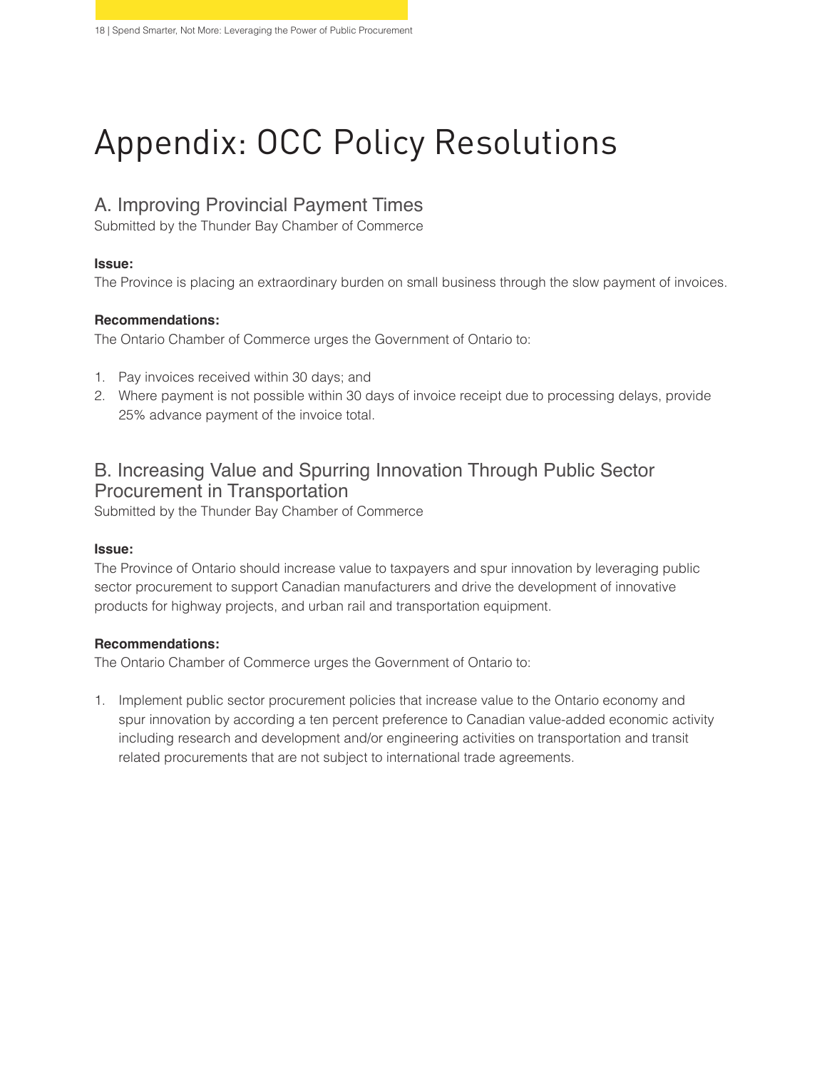# Appendix: OCC Policy Resolutions

## A. Improving Provincial Payment Times

Submitted by the Thunder Bay Chamber of Commerce

**Issue:**

The Province is placing an extraordinary burden on small business through the slow payment of invoices.

**Recommendations:**

The Ontario Chamber of Commerce urges the Government of Ontario to:

1. Pay invoices received within 30 days; and
2. Where payment is not possible within 30 days of invoice receipt due to processing delays, provide 25% advance payment of the invoice total.

## B. Increasing Value and Spurring Innovation Through Public Sector Procurement in Transportation

Submitted by the Thunder Bay Chamber of Commerce

**Issue:**

The Province of Ontario should increase value to taxpayers and spur innovation by leveraging public sector procurement to support Canadian manufacturers and drive the development of innovative products for highway projects, and urban rail and transportation equipment.

**Recommendations:**

The Ontario Chamber of Commerce urges the Government of Ontario to:

1. Implement public sector procurement policies that increase value to the Ontario economy and spur innovation by according a ten percent preference to Canadian value-added economic activity including research and development and/or engineering activities on transportation and transit related procurements that are not subject to international trade agreements.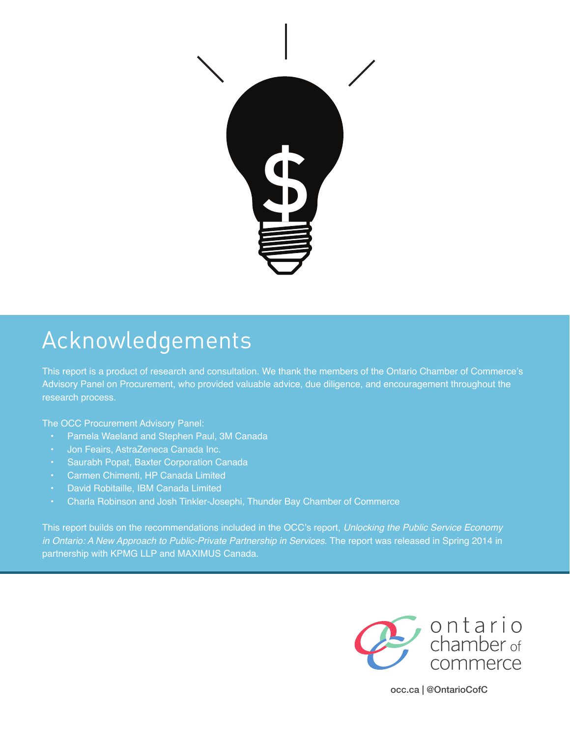# Acknowledgements

This report is a product of research and consultation. We thank the members of the Ontario Chamber of Commerce's Advisory Panel on Procurement, who provided valuable advice, due diligence, and encouragement throughout the research process.

The OCC Procurement Advisory Panel:

- Pamela Waeland and Stephen Paul, 3M Canada
- Jon Feairs, AstraZeneca Canada Inc.
- Saurabh Popat, Baxter Corporation Canada
- Carmen Chimenti, HP Canada Limited
- David Robitaille, IBM Canada Limited
- Charla Robinson and Josh Tinkler-Josephi, Thunder Bay Chamber of Commerce

This report builds on the recommendations included in the OCC's report, *Unlocking the Public Service Economy in Ontario: A New Approach to Public-Private Partnership in Services*. The report was released in Spring 2014 in partnership with KPMG LLP and MAXIMUS Canada.

ontario chamber of commerce

occ.ca | @OntarioCofC